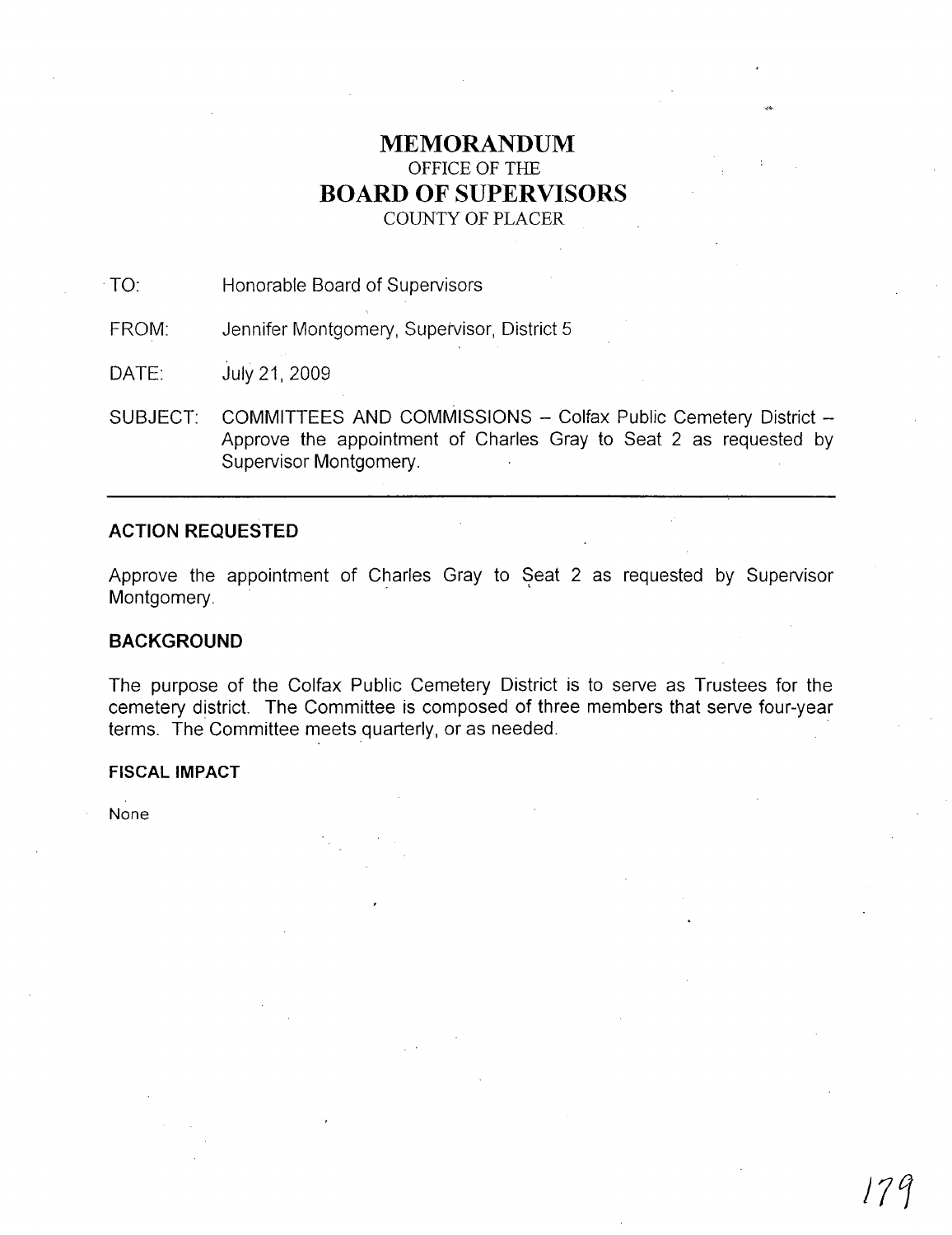# MEMORANDUM
OFFICE OF THE
## BOARD OF SUPERVISORS
COUNTY OF PLACER

TO: Honorable Board of Supervisors

FROM: Jennifer Montgomery, Supervisor, District 5

DATE: July 21, 2009

SUBJECT: COMMITTEES AND COMMISSIONS – Colfax Public Cemetery District – Approve the appointment of Charles Gray to Seat 2 as requested by Supervisor Montgomery.

---

### ACTION REQUESTED

Approve the appointment of Charles Gray to Seat 2 as requested by Supervisor Montgomery.

### BACKGROUND

The purpose of the Colfax Public Cemetery District is to serve as Trustees for the cemetery district. The Committee is composed of three members that serve four-year terms. The Committee meets quarterly, or as needed.

### FISCAL IMPACT

None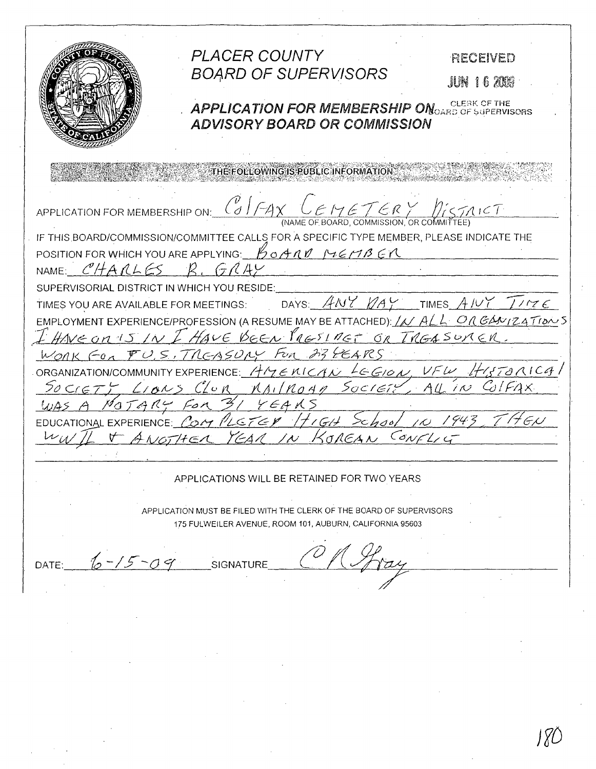# PLACER COUNTY
## BOARD OF SUPERVISORS

RECEIVED
JUN 16 2009
CLERK OF THE BOARD OF SUPERVISORS

## APPLICATION FOR MEMBERSHIP ON ADVISORY BOARD OR COMMISSION

THE FOLLOWING IS PUBLIC INFORMATION

APPLICATION FOR MEMBERSHIP ON: Colfax Cemetery District
(NAME OF BOARD, COMMISSION, OR COMMITTEE)

IF THIS BOARD/COMMISSION/COMMITTEE CALLS FOR A SPECIFIC TYPE MEMBER, PLEASE INDICATE THE POSITION FOR WHICH YOU ARE APPLYING: BOARD MEMBER

NAME: CHARLES R. GRAY

SUPERVISORIAL DISTRICT IN WHICH YOU RESIDE: 

TIMES YOU ARE AVAILABLE FOR MEETINGS: DAYS: ANY DAY TIMES ANY TIME

EMPLOYMENT EXPERIENCE/PROFESSION (A RESUME MAY BE ATTACHED): IN ALL ORGANIZATIONS I HAVE ON IS IN I HAVE BEEN PRESIDENT OR TREASURER. WORK FOR U.S. TREASURY FOR 23 YEARS

ORGANIZATION/COMMUNITY EXPERIENCE: AMERICAN LEGION, VFW, HISTORICAL SOCIETY, LIONS CLUB, RAILROAD SOCIETY, ALL IN COLFAX. WAS A NOTARY FOR 31 YEARS

EDUCATIONAL EXPERIENCE: COMPLETED HIGH School IN 1943, THEN WWII & ANOTHER YEAR IN KOREAN CONFLIC

APPLICATIONS WILL BE RETAINED FOR TWO YEARS

APPLICATION MUST BE FILED WITH THE CLERK OF THE BOARD OF SUPERVISORS
175 FULWEILER AVENUE, ROOM 101, AUBURN, CALIFORNIA 95603

DATE: 6-15-09 SIGNATURE: C R Gray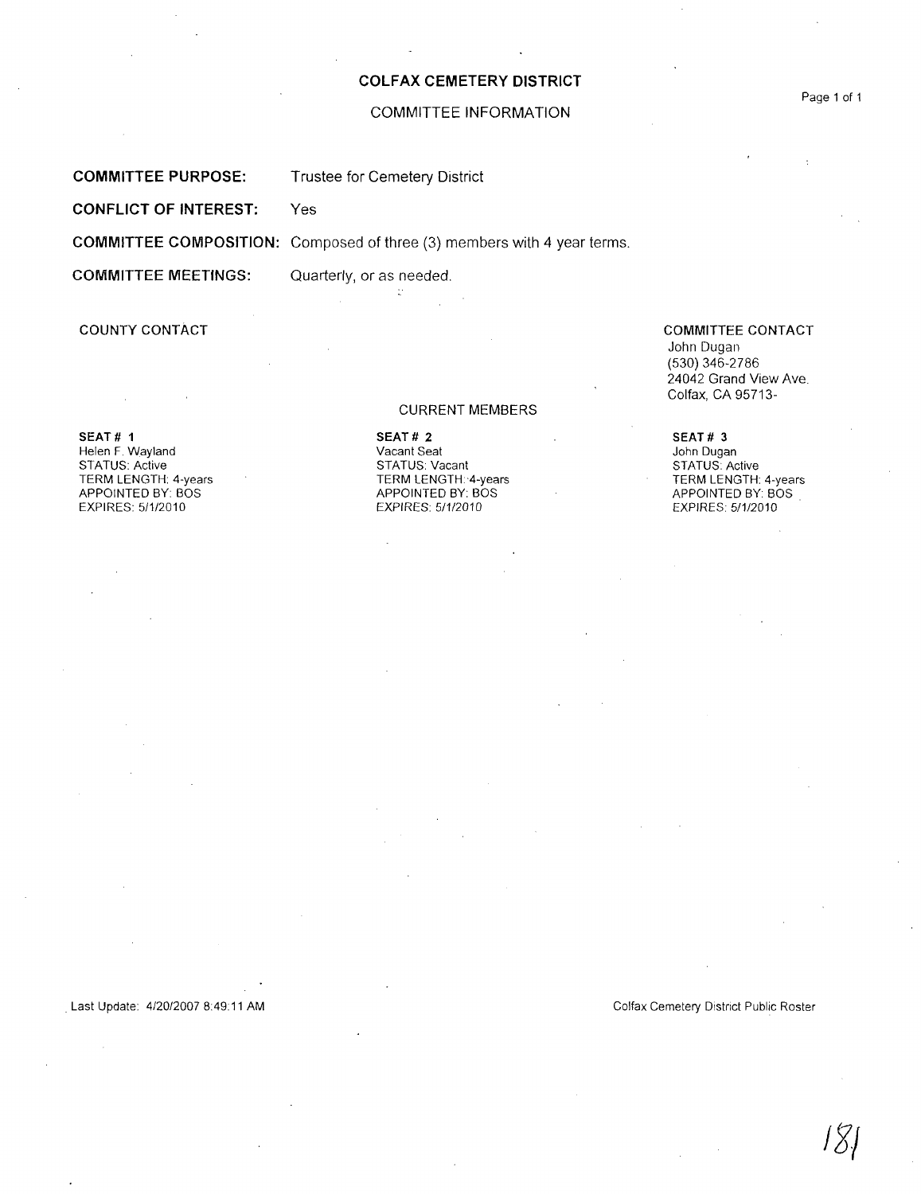# COLFAX CEMETERY DISTRICT

## COMMITTEE INFORMATION

**COMMITTEE PURPOSE:** Trustee for Cemetery District

**CONFLICT OF INTEREST:** Yes

**COMMITTEE COMPOSITION:** Composed of three (3) members with 4 year terms.

**COMMITTEE MEETINGS:** Quarterly, or as needed.

COUNTY CONTACT

COMMITTEE CONTACT
John Dugan
(530) 346-2786
24042 Grand View Ave.
Colfax, CA 95713-

CURRENT MEMBERS

| **SEAT # 1** | **SEAT # 2** | **SEAT # 3** |
|---|---|---|
| Helen F. Wayland | Vacant Seat | John Dugan |
| STATUS: Active | STATUS: Vacant | STATUS: Active |
| TERM LENGTH: 4-years | TERM LENGTH: 4-years | TERM LENGTH: 4-years |
| APPOINTED BY: BOS | APPOINTED BY: BOS | APPOINTED BY: BOS |
| EXPIRES: 5/1/2010 | EXPIRES: 5/1/2010 | EXPIRES: 5/1/2010 |

Last Update: 4/20/2007 8:49:11 AM

Colfax Cemetery District Public Roster